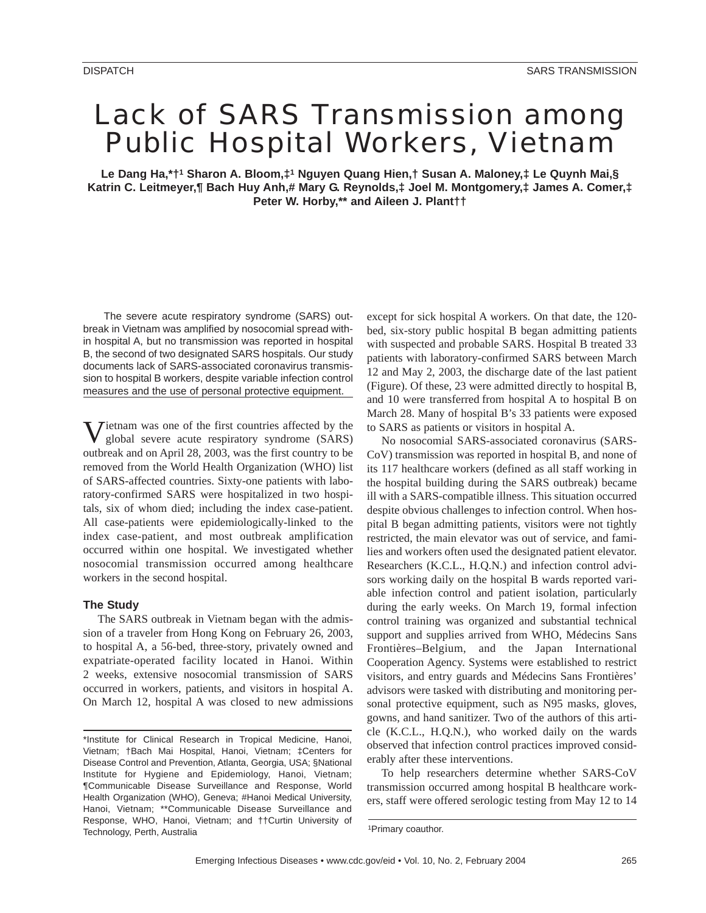DISPATCH

# Lack of SARS Transmission among Public Hospital Workers, Vietnam

**Le Dang Ha,*†[1] Sharon A. Bloom,‡[1] Nguyen Quang Hien,† Susan A. Maloney,‡ Le Quynh Mai,§ Katrin C. Leitmeyer,¶ Bach Huy Anh,# Mary G. Reynolds,‡ Joel M. Montgomery,‡ James A. Comer,‡ Peter W. Horby,** and Aileen J. Plant††**

The severe acute respiratory syndrome (SARS) outbreak in Vietnam was amplified by nosocomial spread within hospital A, but no transmission was reported in hospital B, the second of two designated SARS hospitals. Our study documents lack of SARS-associated coronavirus transmission to hospital B workers, despite variable infection control measures and the use of personal protective equipment.

Vietnam was one of the first countries affected by the global severe acute respiratory syndrome (SARS) outbreak and on April 28, 2003, was the first country to be removed from the World Health Organization (WHO) list of SARS-affected countries. Sixty-one patients with laboratory-confirmed SARS were hospitalized in two hospitals, six of whom died; including the index case-patient. All case-patients were epidemiologically-linked to the index case-patient, and most outbreak amplification occurred within one hospital. We investigated whether nosocomial transmission occurred among healthcare workers in the second hospital.

## The Study

The SARS outbreak in Vietnam began with the admission of a traveler from Hong Kong on February 26, 2003, to hospital A, a 56-bed, three-story, privately owned and expatriate-operated facility located in Hanoi. Within 2 weeks, extensive nosocomial transmission of SARS occurred in workers, patients, and visitors in hospital A. On March 12, hospital A was closed to new admissions except for sick hospital A workers. On that date, the 120-bed, six-story public hospital B began admitting patients with suspected and probable SARS. Hospital B treated 33 patients with laboratory-confirmed SARS between March 12 and May 2, 2003, the discharge date of the last patient (Figure). Of these, 23 were admitted directly to hospital B, and 10 were transferred from hospital A to hospital B on March 28. Many of hospital B's 33 patients were exposed to SARS as patients or visitors in hospital A.

No nosocomial SARS-associated coronavirus (SARS-CoV) transmission was reported in hospital B, and none of its 117 healthcare workers (defined as all staff working in the hospital building during the SARS outbreak) became ill with a SARS-compatible illness. This situation occurred despite obvious challenges to infection control. When hospital B began admitting patients, visitors were not tightly restricted, the main elevator was out of service, and families and workers often used the designated patient elevator. Researchers (K.C.L., H.Q.N.) and infection control advisors working daily on the hospital B wards reported variable infection control and patient isolation, particularly during the early weeks. On March 19, formal infection control training was organized and substantial technical support and supplies arrived from WHO, Médecins Sans Frontières–Belgium, and the Japan International Cooperation Agency. Systems were established to restrict visitors, and entry guards and Médecins Sans Frontières' advisors were tasked with distributing and monitoring personal protective equipment, such as N95 masks, gloves, gowns, and hand sanitizer. Two of the authors of this article (K.C.L., H.Q.N.), who worked daily on the wards observed that infection control practices improved considerably after these interventions.

To help researchers determine whether SARS-CoV transmission occurred among hospital B healthcare workers, staff were offered serologic testing from May 12 to 14

---

*Institute for Clinical Research in Tropical Medicine, Hanoi, Vietnam; †Bach Mai Hospital, Hanoi, Vietnam; ‡Centers for Disease Control and Prevention, Atlanta, Georgia, USA; §National Institute for Hygiene and Epidemiology, Hanoi, Vietnam; ¶Communicable Disease Surveillance and Response, World Health Organization (WHO), Geneva; #Hanoi Medical University, Hanoi, Vietnam; **Communicable Disease Surveillance and Response, WHO, Hanoi, Vietnam; and ††Curtin University of Technology, Perth, Australia

[1]Primary coauthor.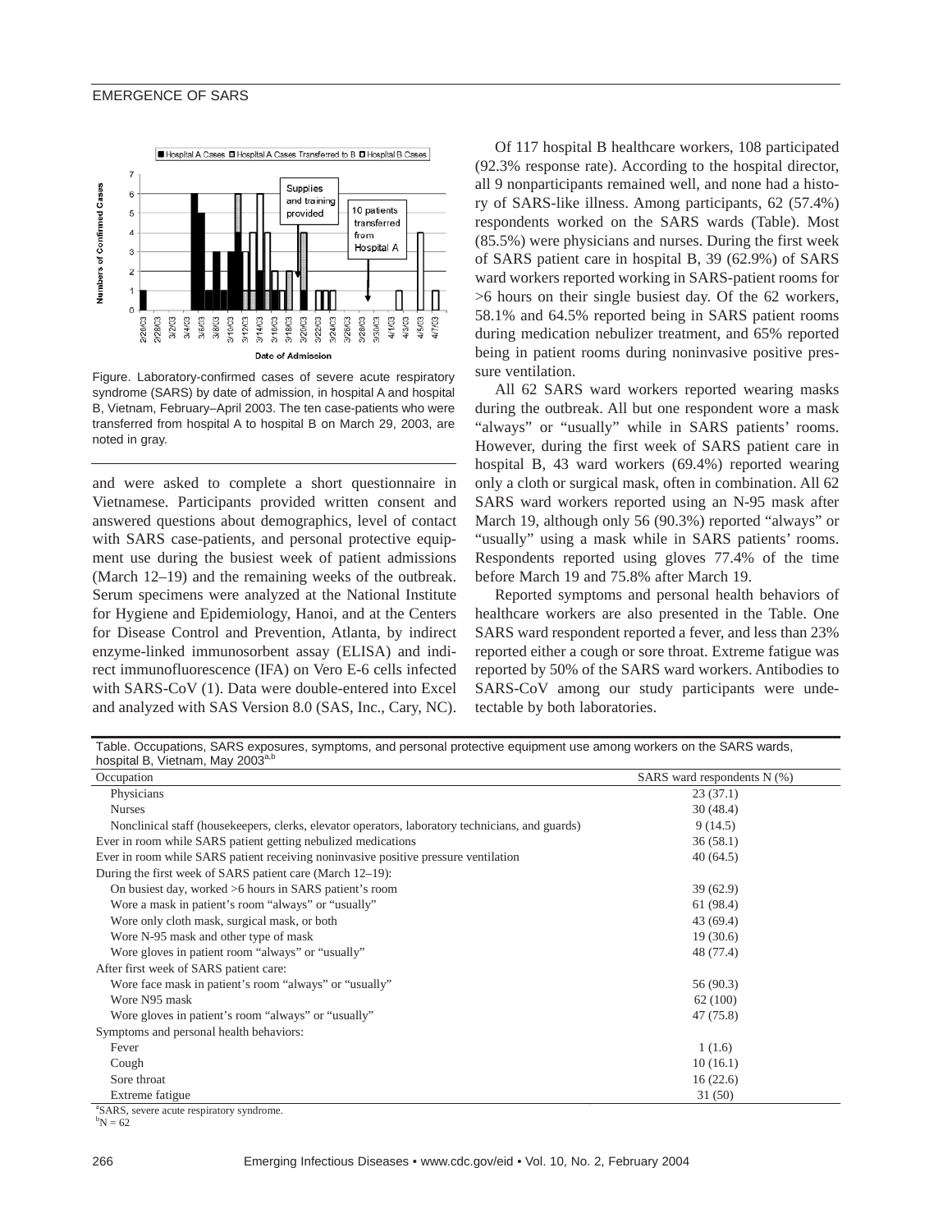Figure. Laboratory-confirmed cases of severe acute respiratory syndrome (SARS) by date of admission, in hospital A and hospital B, Vietnam, February–April 2003. The ten case-patients who were transferred from hospital A to hospital B on March 29, 2003, are noted in gray.

and were asked to complete a short questionnaire in Vietnamese. Participants provided written consent and answered questions about demographics, level of contact with SARS case-patients, and personal protective equipment use during the busiest week of patient admissions (March 12–19) and the remaining weeks of the outbreak. Serum specimens were analyzed at the National Institute for Hygiene and Epidemiology, Hanoi, and at the Centers for Disease Control and Prevention, Atlanta, by indirect enzyme-linked immunosorbent assay (ELISA) and indirect immunofluorescence (IFA) on Vero E-6 cells infected with SARS-CoV (1). Data were double-entered into Excel and analyzed with SAS Version 8.0 (SAS, Inc., Cary, NC).

Of 117 hospital B healthcare workers, 108 participated (92.3% response rate). According to the hospital director, all 9 nonparticipants remained well, and none had a history of SARS-like illness. Among participants, 62 (57.4%) respondents worked on the SARS wards (Table). Most (85.5%) were physicians and nurses. During the first week of SARS patient care in hospital B, 39 (62.9%) of SARS ward workers reported working in SARS-patient rooms for >6 hours on their single busiest day. Of the 62 workers, 58.1% and 64.5% reported being in SARS patient rooms during medication nebulizer treatment, and 65% reported being in patient rooms during noninvasive positive pressure ventilation.

All 62 SARS ward workers reported wearing masks during the outbreak. All but one respondent wore a mask "always" or "usually" while in SARS patients' rooms. However, during the first week of SARS patient care in hospital B, 43 ward workers (69.4%) reported wearing only a cloth or surgical mask, often in combination. All 62 SARS ward workers reported using an N-95 mask after March 19, although only 56 (90.3%) reported "always" or "usually" using a mask while in SARS patients' rooms. Respondents reported using gloves 77.4% of the time before March 19 and 75.8% after March 19.

Reported symptoms and personal health behaviors of healthcare workers are also presented in the Table. One SARS ward respondent reported a fever, and less than 23% reported either a cough or sore throat. Extreme fatigue was reported by 50% of the SARS ward workers. Antibodies to SARS-CoV among our study participants were undetectable by both laboratories.

Table. Occupations, SARS exposures, symptoms, and personal protective equipment use among workers on the SARS wards, hospital B, Vietnam, May 2003[a,b]

| Occupation | SARS ward respondents N (%) |
|---|---|
| Physicians | 23 (37.1) |
| Nurses | 30 (48.4) |
| Nonclinical staff (housekeepers, clerks, elevator operators, laboratory technicians, and guards) | 9 (14.5) |
| Ever in room while SARS patient getting nebulized medications | 36 (58.1) |
| Ever in room while SARS patient receiving noninvasive positive pressure ventilation | 40 (64.5) |
| During the first week of SARS patient care (March 12–19): | |
| On busiest day, worked >6 hours in SARS patient's room | 39 (62.9) |
| Wore a mask in patient's room "always" or "usually" | 61 (98.4) |
| Wore only cloth mask, surgical mask, or both | 43 (69.4) |
| Wore N-95 mask and other type of mask | 19 (30.6) |
| Wore gloves in patient room "always" or "usually" | 48 (77.4) |
| After first week of SARS patient care: | |
| Wore face mask in patient's room "always" or "usually" | 56 (90.3) |
| Wore N95 mask | 62 (100) |
| Wore gloves in patient's room "always" or "usually" | 47 (75.8) |
| Symptoms and personal health behaviors: | |
| Fever | 1 (1.6) |
| Cough | 10 (16.1) |
| Sore throat | 16 (22.6) |
| Extreme fatigue | 31 (50) |

[a]SARS, severe acute respiratory syndrome.
[b]N = 62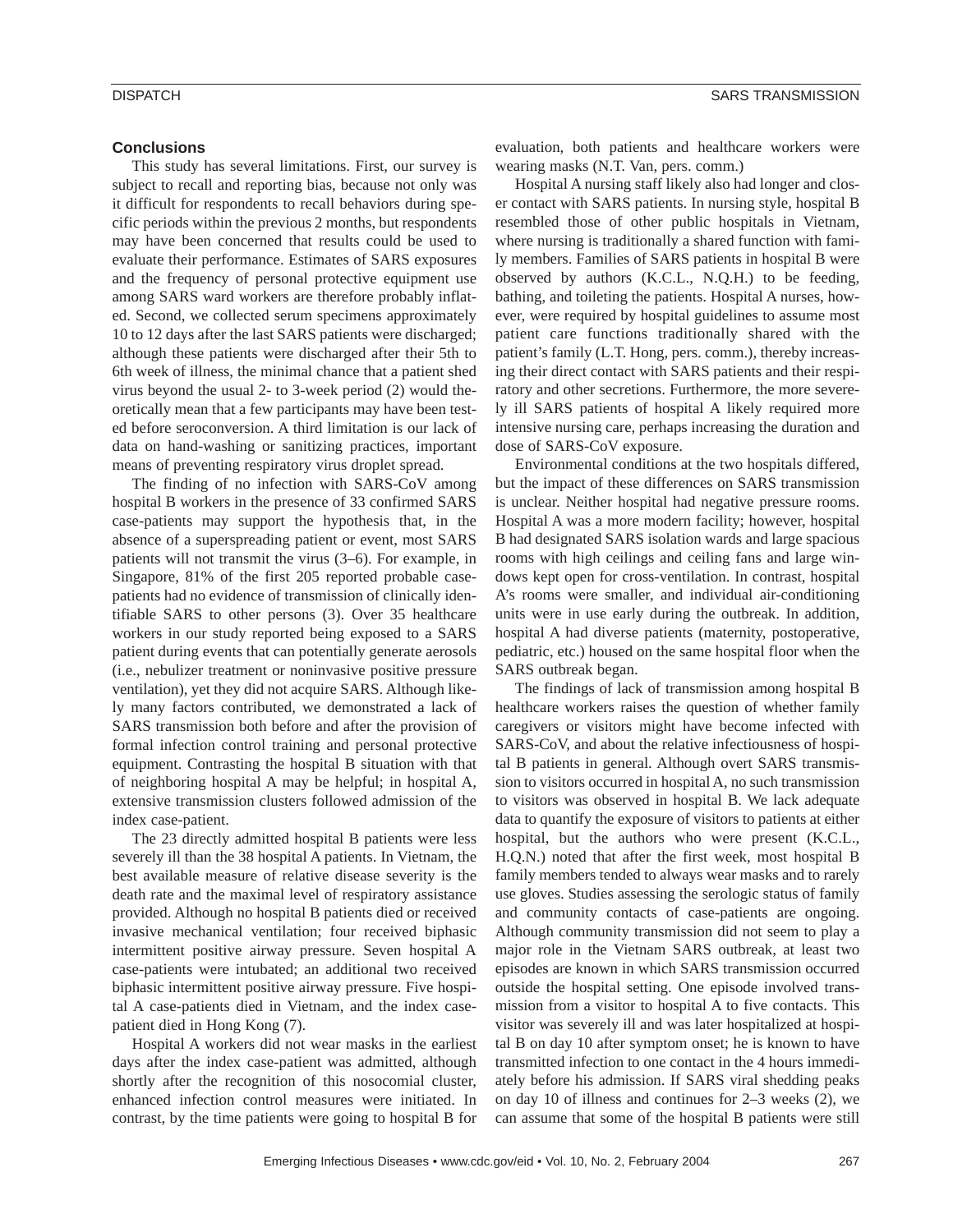## Conclusions

This study has several limitations. First, our survey is subject to recall and reporting bias, because not only was it difficult for respondents to recall behaviors during specific periods within the previous 2 months, but respondents may have been concerned that results could be used to evaluate their performance. Estimates of SARS exposures and the frequency of personal protective equipment use among SARS ward workers are therefore probably inflated. Second, we collected serum specimens approximately 10 to 12 days after the last SARS patients were discharged; although these patients were discharged after their 5th to 6th week of illness, the minimal chance that a patient shed virus beyond the usual 2- to 3-week period (2) would theoretically mean that a few participants may have been tested before seroconversion. A third limitation is our lack of data on hand-washing or sanitizing practices, important means of preventing respiratory virus droplet spread.

The finding of no infection with SARS-CoV among hospital B workers in the presence of 33 confirmed SARS case-patients may support the hypothesis that, in the absence of a superspreading patient or event, most SARS patients will not transmit the virus (3–6). For example, in Singapore, 81% of the first 205 reported probable case-patients had no evidence of transmission of clinically identifiable SARS to other persons (3). Over 35 healthcare workers in our study reported being exposed to a SARS patient during events that can potentially generate aerosols (i.e., nebulizer treatment or noninvasive positive pressure ventilation), yet they did not acquire SARS. Although likely many factors contributed, we demonstrated a lack of SARS transmission both before and after the provision of formal infection control training and personal protective equipment. Contrasting the hospital B situation with that of neighboring hospital A may be helpful; in hospital A, extensive transmission clusters followed admission of the index case-patient.

The 23 directly admitted hospital B patients were less severely ill than the 38 hospital A patients. In Vietnam, the best available measure of relative disease severity is the death rate and the maximal level of respiratory assistance provided. Although no hospital B patients died or received invasive mechanical ventilation; four received biphasic intermittent positive airway pressure. Seven hospital A case-patients were intubated; an additional two received biphasic intermittent positive airway pressure. Five hospital A case-patients died in Vietnam, and the index case-patient died in Hong Kong (7).

Hospital A workers did not wear masks in the earliest days after the index case-patient was admitted, although shortly after the recognition of this nosocomial cluster, enhanced infection control measures were initiated. In contrast, by the time patients were going to hospital B for evaluation, both patients and healthcare workers were wearing masks (N.T. Van, pers. comm.)

Hospital A nursing staff likely also had longer and closer contact with SARS patients. In nursing style, hospital B resembled those of other public hospitals in Vietnam, where nursing is traditionally a shared function with family members. Families of SARS patients in hospital B were observed by authors (K.C.L., N.Q.H.) to be feeding, bathing, and toileting the patients. Hospital A nurses, however, were required by hospital guidelines to assume most patient care functions traditionally shared with the patient's family (L.T. Hong, pers. comm.), thereby increasing their direct contact with SARS patients and their respiratory and other secretions. Furthermore, the more severely ill SARS patients of hospital A likely required more intensive nursing care, perhaps increasing the duration and dose of SARS-CoV exposure.

Environmental conditions at the two hospitals differed, but the impact of these differences on SARS transmission is unclear. Neither hospital had negative pressure rooms. Hospital A was a more modern facility; however, hospital B had designated SARS isolation wards and large spacious rooms with high ceilings and ceiling fans and large windows kept open for cross-ventilation. In contrast, hospital A's rooms were smaller, and individual air-conditioning units were in use early during the outbreak. In addition, hospital A had diverse patients (maternity, postoperative, pediatric, etc.) housed on the same hospital floor when the SARS outbreak began.

The findings of lack of transmission among hospital B healthcare workers raises the question of whether family caregivers or visitors might have become infected with SARS-CoV, and about the relative infectiousness of hospital B patients in general. Although overt SARS transmission to visitors occurred in hospital A, no such transmission to visitors was observed in hospital B. We lack adequate data to quantify the exposure of visitors to patients at either hospital, but the authors who were present (K.C.L., H.Q.N.) noted that after the first week, most hospital B family members tended to always wear masks and to rarely use gloves. Studies assessing the serologic status of family and community contacts of case-patients are ongoing. Although community transmission did not seem to play a major role in the Vietnam SARS outbreak, at least two episodes are known in which SARS transmission occurred outside the hospital setting. One episode involved transmission from a visitor to hospital A to five contacts. This visitor was severely ill and was later hospitalized at hospital B on day 10 after symptom onset; he is known to have transmitted infection to one contact in the 4 hours immediately before his admission. If SARS viral shedding peaks on day 10 of illness and continues for 2–3 weeks (2), we can assume that some of the hospital B patients were still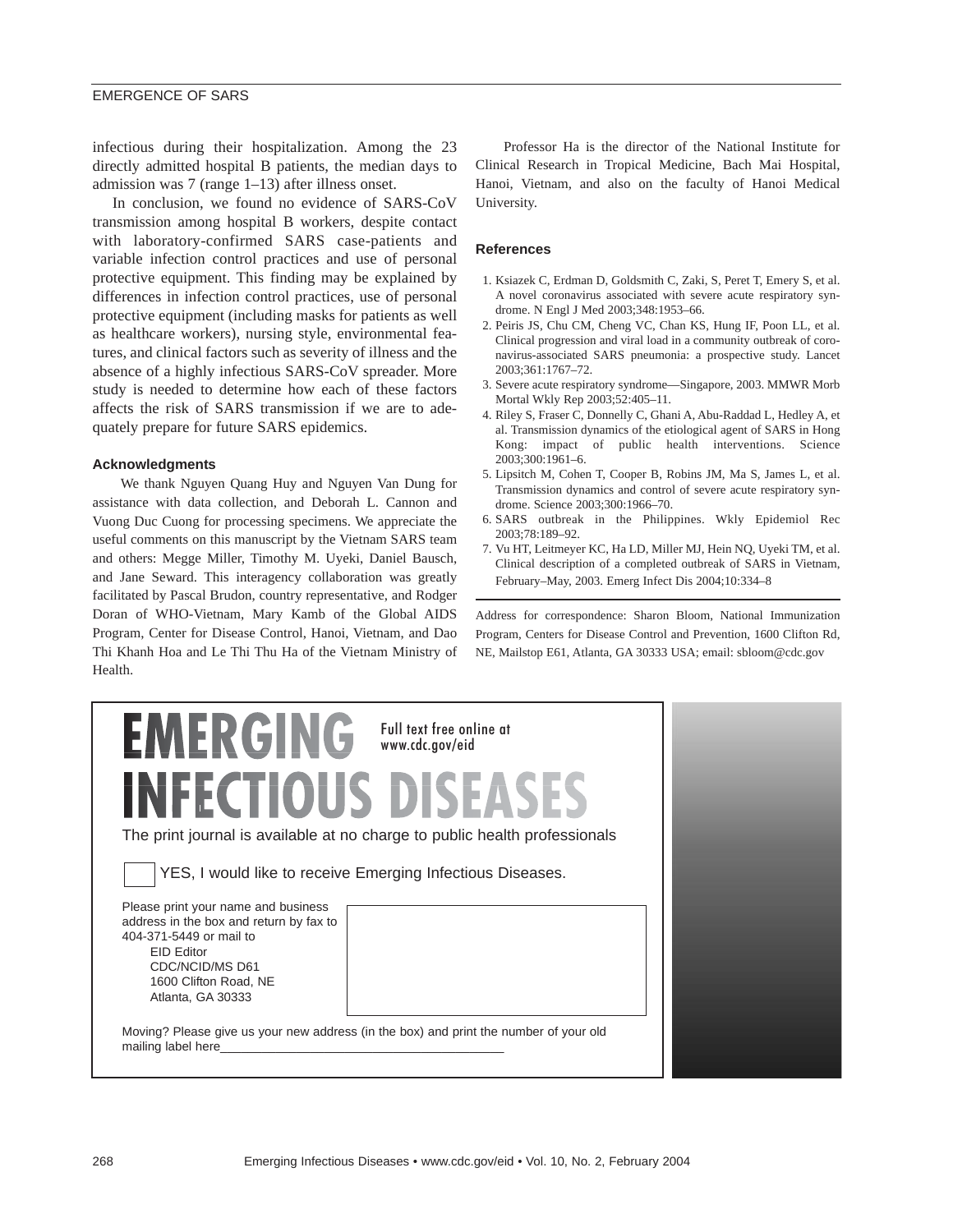infectious during their hospitalization. Among the 23 directly admitted hospital B patients, the median days to admission was 7 (range 1–13) after illness onset.

In conclusion, we found no evidence of SARS-CoV transmission among hospital B workers, despite contact with laboratory-confirmed SARS case-patients and variable infection control practices and use of personal protective equipment. This finding may be explained by differences in infection control practices, use of personal protective equipment (including masks for patients as well as healthcare workers), nursing style, environmental features, and clinical factors such as severity of illness and the absence of a highly infectious SARS-CoV spreader. More study is needed to determine how each of these factors affects the risk of SARS transmission if we are to adequately prepare for future SARS epidemics.

### Acknowledgments

We thank Nguyen Quang Huy and Nguyen Van Dung for assistance with data collection, and Deborah L. Cannon and Vuong Duc Cuong for processing specimens. We appreciate the useful comments on this manuscript by the Vietnam SARS team and others: Megge Miller, Timothy M. Uyeki, Daniel Bausch, and Jane Seward. This interagency collaboration was greatly facilitated by Pascal Brudon, country representative, and Rodger Doran of WHO-Vietnam, Mary Kamb of the Global AIDS Program, Center for Disease Control, Hanoi, Vietnam, and Dao Thi Khanh Hoa and Le Thi Thu Ha of the Vietnam Ministry of Health.

Professor Ha is the director of the National Institute for Clinical Research in Tropical Medicine, Bach Mai Hospital, Hanoi, Vietnam, and also on the faculty of Hanoi Medical University.

### References

1. Ksiazek C, Erdman D, Goldsmith C, Zaki, S, Peret T, Emery S, et al. A novel coronavirus associated with severe acute respiratory syndrome. N Engl J Med 2003;348:1953–66.
2. Peiris JS, Chu CM, Cheng VC, Chan KS, Hung IF, Poon LL, et al. Clinical progression and viral load in a community outbreak of coronavirus-associated SARS pneumonia: a prospective study. Lancet 2003;361:1767–72.
3. Severe acute respiratory syndrome—Singapore, 2003. MMWR Morb Mortal Wkly Rep 2003;52:405–11.
4. Riley S, Fraser C, Donnelly C, Ghani A, Abu-Raddad L, Hedley A, et al. Transmission dynamics of the etiological agent of SARS in Hong Kong: impact of public health interventions. Science 2003;300:1961–6.
5. Lipsitch M, Cohen T, Cooper B, Robins JM, Ma S, James L, et al. Transmission dynamics and control of severe acute respiratory syndrome. Science 2003;300:1966–70.
6. SARS outbreak in the Philippines. Wkly Epidemiol Rec 2003;78:189–92.
7. Vu HT, Leitmeyer KC, Ha LD, Miller MJ, Hein NQ, Uyeki TM, et al. Clinical description of a completed outbreak of SARS in Vietnam, February–May, 2003. Emerg Infect Dis 2004;10:334–8

Address for correspondence: Sharon Bloom, National Immunization Program, Centers for Disease Control and Prevention, 1600 Clifton Rd, NE, Mailstop E61, Atlanta, GA 30333 USA; email: sbloom@cdc.gov

---

**EMERGING INFECTIOUS DISEASES**

Full text free online at www.cdc.gov/eid

The print journal is available at no charge to public health professionals

☐ YES, I would like to receive Emerging Infectious Diseases.

Please print your name and business address in the box and return by fax to 404-371-5449 or mail to
EID Editor
CDC/NCID/MS D61
1600 Clifton Road, NE
Atlanta, GA 30333

Moving? Please give us your new address (in the box) and print the number of your old mailing label here_________________________________________